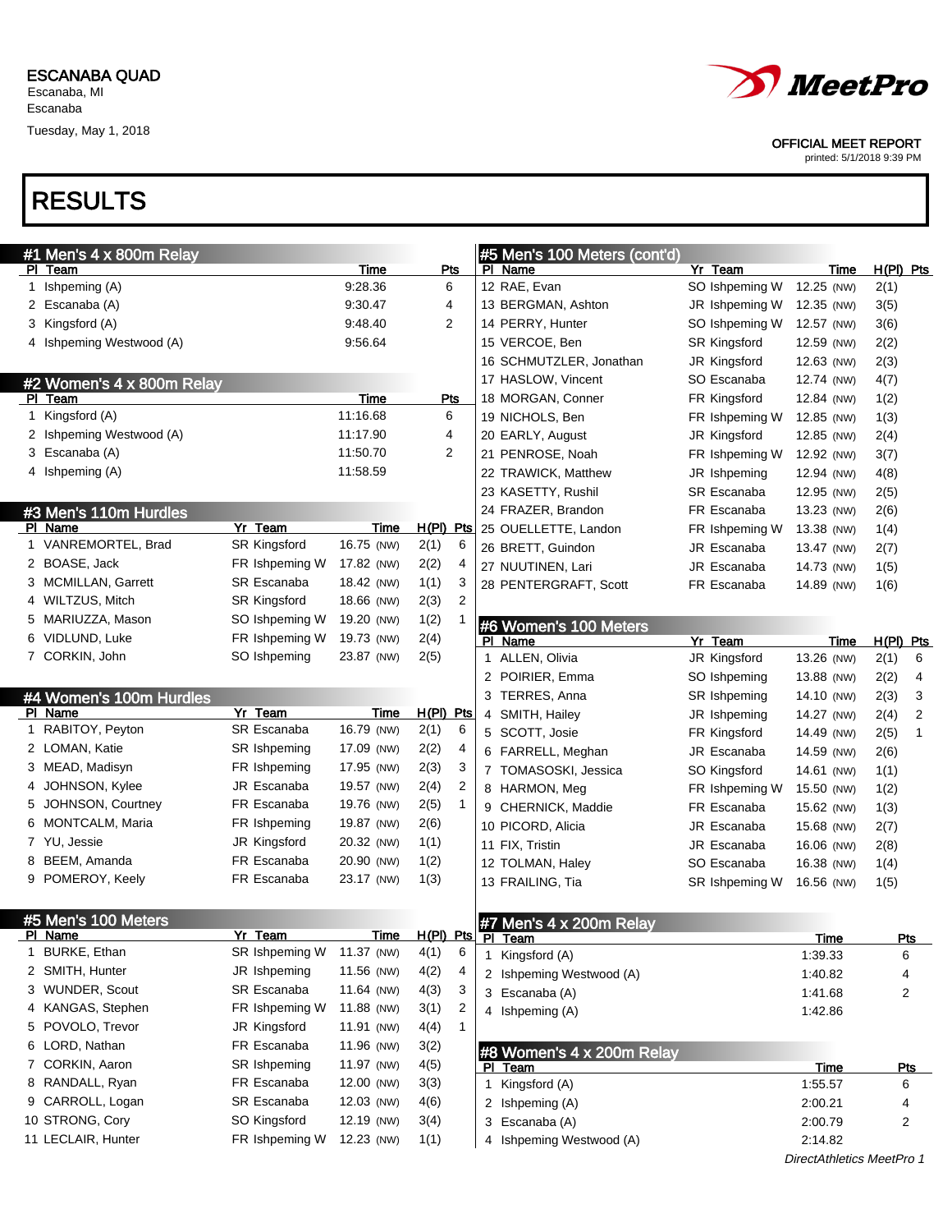ESCANABA QUAD
Escanaba, MI
Escanaba
Tuesday, May 1, 2018

OFFICIAL MEET REPORT
printed: 5/1/2018 9:39 PM

# RESULTS

## #1 Men's 4 x 800m Relay

| Pl | Team | Time | Pts |
|---|---|---|---|
| 1 | Ishpeming (A) | 9:28.36 | 6 |
| 2 | Escanaba (A) | 9:30.47 | 4 |
| 3 | Kingsford (A) | 9:48.40 | 2 |
| 4 | Ishpeming Westwood (A) | 9:56.64 | |

## #2 Women's 4 x 800m Relay

| Pl | Team | Time | Pts |
|---|---|---|---|
| 1 | Kingsford (A) | 11:16.68 | 6 |
| 2 | Ishpeming Westwood (A) | 11:17.90 | 4 |
| 3 | Escanaba (A) | 11:50.70 | 2 |
| 4 | Ishpeming (A) | 11:58.59 | |

## #3 Men's 110m Hurdles

| Pl | Name | Yr | Team | Time | H(Pl) | Pts |
|---|---|---|---|---|---|---|
| 1 | VANREMORTEL, Brad | SR | Kingsford | 16.75 (NW) | 2(1) | 6 |
| 2 | BOASE, Jack | FR | Ishpeming W | 17.82 (NW) | 2(2) | 4 |
| 3 | MCMILLAN, Garrett | SR | Escanaba | 18.42 (NW) | 1(1) | 3 |
| 4 | WILTZUS, Mitch | SR | Kingsford | 18.66 (NW) | 2(3) | 2 |
| 5 | MARIUZZA, Mason | SO | Ishpeming W | 19.20 (NW) | 1(2) | 1 |
| 6 | VIDLUND, Luke | FR | Ishpeming W | 19.73 (NW) | 2(4) | |
| 7 | CORKIN, John | SO | Ishpeming | 23.87 (NW) | 2(5) | |

## #4 Women's 100m Hurdles

| Pl | Name | Yr | Team | Time | H(Pl) | Pts |
|---|---|---|---|---|---|---|
| 1 | RABITOY, Peyton | SR | Escanaba | 16.79 (NW) | 2(1) | 6 |
| 2 | LOMAN, Katie | SR | Ishpeming | 17.09 (NW) | 2(2) | 4 |
| 3 | MEAD, Madisyn | FR | Ishpeming | 17.95 (NW) | 2(3) | 3 |
| 4 | JOHNSON, Kylee | JR | Escanaba | 19.57 (NW) | 2(4) | 2 |
| 5 | JOHNSON, Courtney | FR | Escanaba | 19.76 (NW) | 2(5) | 1 |
| 6 | MONTCALM, Maria | FR | Ishpeming | 19.87 (NW) | 2(6) | |
| 7 | YU, Jessie | JR | Kingsford | 20.32 (NW) | 1(1) | |
| 8 | BEEM, Amanda | FR | Escanaba | 20.90 (NW) | 1(2) | |
| 9 | POMEROY, Keely | FR | Escanaba | 23.17 (NW) | 1(3) | |

## #5 Men's 100 Meters

| Pl | Name | Yr | Team | Time | H(Pl) | Pts |
|---|---|---|---|---|---|---|
| 1 | BURKE, Ethan | SR | Ishpeming W | 11.37 (NW) | 4(1) | 6 |
| 2 | SMITH, Hunter | JR | Ishpeming | 11.56 (NW) | 4(2) | 4 |
| 3 | WUNDER, Scout | SR | Escanaba | 11.64 (NW) | 4(3) | 3 |
| 4 | KANGAS, Stephen | FR | Ishpeming W | 11.88 (NW) | 3(1) | 2 |
| 5 | POVOLO, Trevor | JR | Kingsford | 11.91 (NW) | 4(4) | 1 |
| 6 | LORD, Nathan | FR | Escanaba | 11.96 (NW) | 3(2) | |
| 7 | CORKIN, Aaron | SR | Ishpeming | 11.97 (NW) | 4(5) | |
| 8 | RANDALL, Ryan | FR | Escanaba | 12.00 (NW) | 3(3) | |
| 9 | CARROLL, Logan | SR | Escanaba | 12.03 (NW) | 4(6) | |
| 10 | STRONG, Cory | SO | Kingsford | 12.19 (NW) | 3(4) | |
| 11 | LECLAIR, Hunter | FR | Ishpeming W | 12.23 (NW) | 1(1) | |
| 12 | RAE, Evan | SO | Ishpeming W | 12.25 (NW) | 2(1) | |
| 13 | BERGMAN, Ashton | JR | Ishpeming W | 12.35 (NW) | 3(5) | |
| 14 | PERRY, Hunter | SO | Ishpeming W | 12.57 (NW) | 3(6) | |
| 15 | VERCOE, Ben | SR | Kingsford | 12.59 (NW) | 2(2) | |
| 16 | SCHMUTZLER, Jonathan | JR | Kingsford | 12.63 (NW) | 2(3) | |
| 17 | HASLOW, Vincent | SO | Escanaba | 12.74 (NW) | 4(7) | |
| 18 | MORGAN, Conner | FR | Kingsford | 12.84 (NW) | 1(2) | |
| 19 | NICHOLS, Ben | FR | Ishpeming W | 12.85 (NW) | 1(3) | |
| 20 | EARLY, August | JR | Kingsford | 12.85 (NW) | 2(4) | |
| 21 | PENROSE, Noah | FR | Ishpeming W | 12.92 (NW) | 3(7) | |
| 22 | TRAWICK, Matthew | JR | Ishpeming | 12.94 (NW) | 4(8) | |
| 23 | KASETTY, Rushil | SR | Escanaba | 12.95 (NW) | 2(5) | |
| 24 | FRAZER, Brandon | FR | Escanaba | 13.23 (NW) | 2(6) | |
| 25 | OUELLETTE, Landon | FR | Ishpeming W | 13.38 (NW) | 1(4) | |
| 26 | BRETT, Guindon | JR | Escanaba | 13.47 (NW) | 2(7) | |
| 27 | NUUTINEN, Lari | JR | Escanaba | 14.73 (NW) | 1(5) | |
| 28 | PENTERGRAFT, Scott | FR | Escanaba | 14.89 (NW) | 1(6) | |

## #6 Women's 100 Meters

| Pl | Name | Yr | Team | Time | H(Pl) | Pts |
|---|---|---|---|---|---|---|
| 1 | ALLEN, Olivia | JR | Kingsford | 13.26 (NW) | 2(1) | 6 |
| 2 | POIRIER, Emma | SO | Ishpeming | 13.88 (NW) | 2(2) | 4 |
| 3 | TERRES, Anna | SR | Ishpeming | 14.10 (NW) | 2(3) | 3 |
| 4 | SMITH, Hailey | JR | Ishpeming | 14.27 (NW) | 2(4) | 2 |
| 5 | SCOTT, Josie | FR | Kingsford | 14.49 (NW) | 2(5) | 1 |
| 6 | FARRELL, Meghan | JR | Escanaba | 14.59 (NW) | 2(6) | |
| 7 | TOMASOSKI, Jessica | SO | Kingsford | 14.61 (NW) | 1(1) | |
| 8 | HARMON, Meg | FR | Ishpeming W | 15.50 (NW) | 1(2) | |
| 9 | CHERNICK, Maddie | FR | Escanaba | 15.62 (NW) | 1(3) | |
| 10 | PICORD, Alicia | JR | Escanaba | 15.68 (NW) | 2(7) | |
| 11 | FIX, Tristin | JR | Escanaba | 16.06 (NW) | 2(8) | |
| 12 | TOLMAN, Haley | SO | Escanaba | 16.38 (NW) | 1(4) | |
| 13 | FRAILING, Tia | SR | Ishpeming W | 16.56 (NW) | 1(5) | |

## #7 Men's 4 x 200m Relay

| Pl | Team | Time | Pts |
|---|---|---|---|
| 1 | Kingsford (A) | 1:39.33 | 6 |
| 2 | Ishpeming Westwood (A) | 1:40.82 | 4 |
| 3 | Escanaba (A) | 1:41.68 | 2 |
| 4 | Ishpeming (A) | 1:42.86 | |

## #8 Women's 4 x 200m Relay

| Pl | Team | Time | Pts |
|---|---|---|---|
| 1 | Kingsford (A) | 1:55.57 | 6 |
| 2 | Ishpeming (A) | 2:00.21 | 4 |
| 3 | Escanaba (A) | 2:00.79 | 2 |
| 4 | Ishpeming Westwood (A) | 2:14.82 | |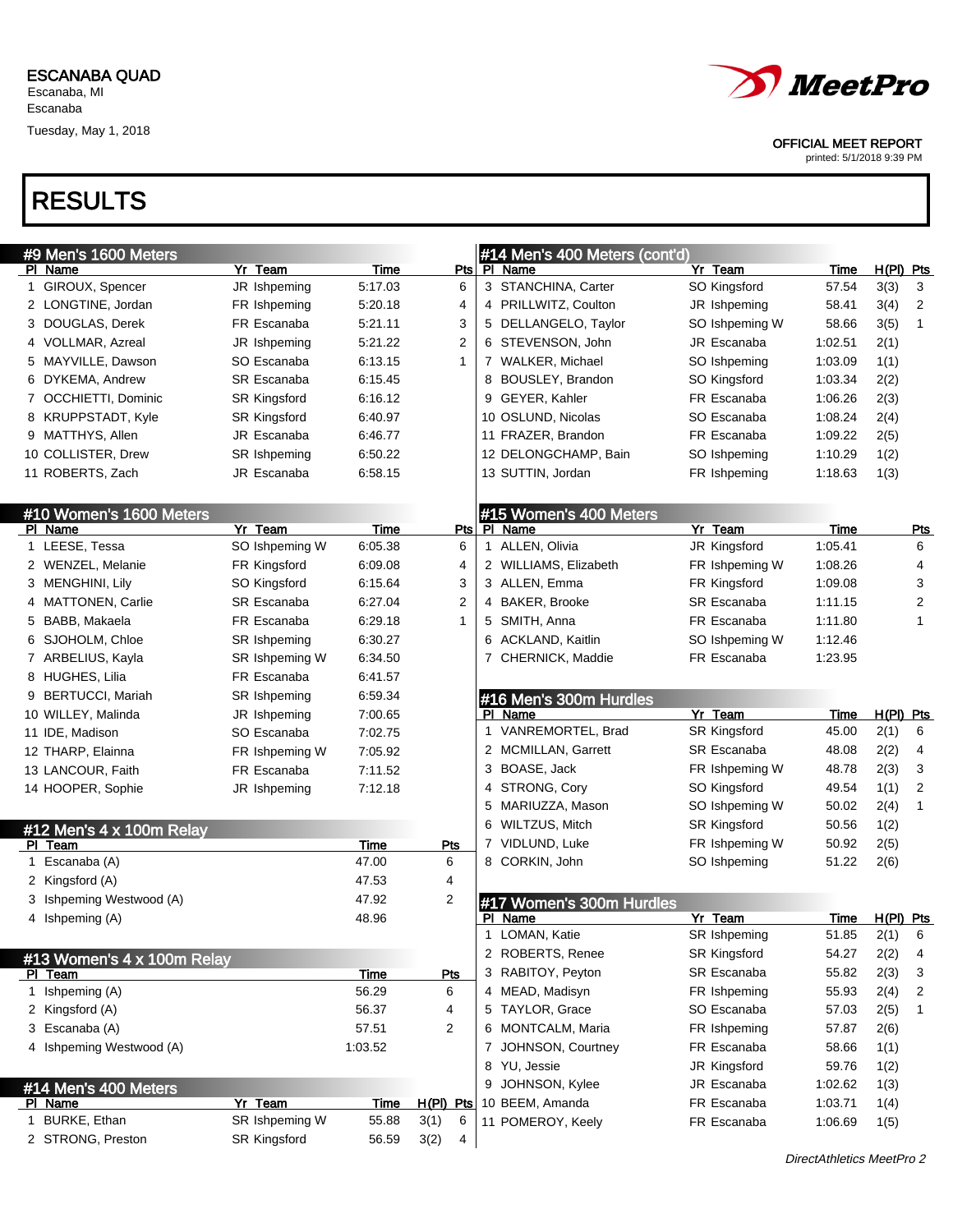ESCANABA QUAD
Escanaba, MI
Escanaba
Tuesday, May 1, 2018

OFFICIAL MEET REPORT
printed: 5/1/2018 9:39 PM

# RESULTS

## #9 Men's 1600 Meters

| Pl | Name | Yr | Team | Time | Pts |
|---|---|---|---|---|---|
| 1 | GIROUX, Spencer | JR | Ishpeming | 5:17.03 | 6 |
| 2 | LONGTINE, Jordan | FR | Ishpeming | 5:20.18 | 4 |
| 3 | DOUGLAS, Derek | FR | Escanaba | 5:21.11 | 3 |
| 4 | VOLLMAR, Azreal | JR | Ishpeming | 5:21.22 | 2 |
| 5 | MAYVILLE, Dawson | SO | Escanaba | 6:13.15 | 1 |
| 6 | DYKEMA, Andrew | SR | Escanaba | 6:15.45 | |
| 7 | OCCHIETTI, Dominic | SR | Kingsford | 6:16.12 | |
| 8 | KRUPPSTADT, Kyle | SR | Kingsford | 6:40.97 | |
| 9 | MATTHYS, Allen | JR | Escanaba | 6:46.77 | |
| 10 | COLLISTER, Drew | SR | Ishpeming | 6:50.22 | |
| 11 | ROBERTS, Zach | JR | Escanaba | 6:58.15 | |

## #10 Women's 1600 Meters

| Pl | Name | Yr | Team | Time | Pts |
|---|---|---|---|---|---|
| 1 | LEESE, Tessa | SO | Ishpeming W | 6:05.38 | 6 |
| 2 | WENZEL, Melanie | FR | Kingsford | 6:09.08 | 4 |
| 3 | MENGHINI, Lily | SO | Kingsford | 6:15.64 | 3 |
| 4 | MATTONEN, Carlie | SR | Escanaba | 6:27.04 | 2 |
| 5 | BABB, Makaela | FR | Escanaba | 6:29.18 | 1 |
| 6 | SJOHOLM, Chloe | SR | Ishpeming | 6:30.27 | |
| 7 | ARBELIUS, Kayla | SR | Ishpeming W | 6:34.50 | |
| 8 | HUGHES, Lilia | FR | Escanaba | 6:41.57 | |
| 9 | BERTUCCI, Mariah | SR | Ishpeming | 6:59.34 | |
| 10 | WILLEY, Malinda | JR | Ishpeming | 7:00.65 | |
| 11 | IDE, Madison | SO | Escanaba | 7:02.75 | |
| 12 | THARP, Elainna | FR | Ishpeming W | 7:05.92 | |
| 13 | LANCOUR, Faith | FR | Escanaba | 7:11.52 | |
| 14 | HOOPER, Sophie | JR | Ishpeming | 7:12.18 | |

## #12 Men's 4 x 100m Relay

| Pl | Team | Time | Pts |
|---|---|---|---|
| 1 | Escanaba (A) | 47.00 | 6 |
| 2 | Kingsford (A) | 47.53 | 4 |
| 3 | Ishpeming Westwood (A) | 47.92 | 2 |
| 4 | Ishpeming (A) | 48.96 | |

## #13 Women's 4 x 100m Relay

| Pl | Team | Time | Pts |
|---|---|---|---|
| 1 | Ishpeming (A) | 56.29 | 6 |
| 2 | Kingsford (A) | 56.37 | 4 |
| 3 | Escanaba (A) | 57.51 | 2 |
| 4 | Ishpeming Westwood (A) | 1:03.52 | |

## #14 Men's 400 Meters

| Pl | Name | Yr | Team | Time | H(Pl) | Pts |
|---|---|---|---|---|---|---|
| 1 | BURKE, Ethan | SR | Ishpeming W | 55.88 | 3(1) | 6 |
| 2 | STRONG, Preston | SR | Kingsford | 56.59 | 3(2) | 4 |
| 3 | STANCHINA, Carter | SO | Kingsford | 57.54 | 3(3) | 3 |
| 4 | PRILLWITZ, Coulton | JR | Ishpeming | 58.41 | 3(4) | 2 |
| 5 | DELLANGELO, Taylor | SO | Ishpeming W | 58.66 | 3(5) | 1 |
| 6 | STEVENSON, John | JR | Escanaba | 1:02.51 | 2(1) | |
| 7 | WALKER, Michael | SO | Ishpeming | 1:03.09 | 1(1) | |
| 8 | BOUSLEY, Brandon | SO | Kingsford | 1:03.34 | 2(2) | |
| 9 | GEYER, Kahler | FR | Escanaba | 1:06.26 | 2(3) | |
| 10 | OSLUND, Nicolas | SO | Escanaba | 1:08.24 | 2(4) | |
| 11 | FRAZER, Brandon | FR | Escanaba | 1:09.22 | 2(5) | |
| 12 | DELONGCHAMP, Bain | SO | Ishpeming | 1:10.29 | 1(2) | |
| 13 | SUTTIN, Jordan | FR | Ishpeming | 1:18.63 | 1(3) | |

## #15 Women's 400 Meters

| Pl | Name | Yr | Team | Time | Pts |
|---|---|---|---|---|---|
| 1 | ALLEN, Olivia | JR | Kingsford | 1:05.41 | 6 |
| 2 | WILLIAMS, Elizabeth | FR | Ishpeming W | 1:08.26 | 4 |
| 3 | ALLEN, Emma | FR | Kingsford | 1:09.08 | 3 |
| 4 | BAKER, Brooke | SR | Escanaba | 1:11.15 | 2 |
| 5 | SMITH, Anna | FR | Escanaba | 1:11.80 | 1 |
| 6 | ACKLAND, Kaitlin | SO | Ishpeming W | 1:12.46 | |
| 7 | CHERNICK, Maddie | FR | Escanaba | 1:23.95 | |

## #16 Men's 300m Hurdles

| Pl | Name | Yr | Team | Time | H(Pl) | Pts |
|---|---|---|---|---|---|---|
| 1 | VANREMORTEL, Brad | SR | Kingsford | 45.00 | 2(1) | 6 |
| 2 | MCMILLAN, Garrett | SR | Escanaba | 48.08 | 2(2) | 4 |
| 3 | BOASE, Jack | FR | Ishpeming W | 48.78 | 2(3) | 3 |
| 4 | STRONG, Cory | SO | Kingsford | 49.54 | 1(1) | 2 |
| 5 | MARIUZZA, Mason | SO | Ishpeming W | 50.02 | 2(4) | 1 |
| 6 | WILTZUS, Mitch | SR | Kingsford | 50.56 | 1(2) | |
| 7 | VIDLUND, Luke | FR | Ishpeming W | 50.92 | 2(5) | |
| 8 | CORKIN, John | SO | Ishpeming | 51.22 | 2(6) | |

## #17 Women's 300m Hurdles

| Pl | Name | Yr | Team | Time | H(Pl) | Pts |
|---|---|---|---|---|---|---|
| 1 | LOMAN, Katie | SR | Ishpeming | 51.85 | 2(1) | 6 |
| 2 | ROBERTS, Renee | SR | Kingsford | 54.27 | 2(2) | 4 |
| 3 | RABITOY, Peyton | SR | Escanaba | 55.82 | 2(3) | 3 |
| 4 | MEAD, Madisyn | FR | Ishpeming | 55.93 | 2(4) | 2 |
| 5 | TAYLOR, Grace | SO | Escanaba | 57.03 | 2(5) | 1 |
| 6 | MONTCALM, Maria | FR | Ishpeming | 57.87 | 2(6) | |
| 7 | JOHNSON, Courtney | FR | Escanaba | 58.66 | 1(1) | |
| 8 | YU, Jessie | JR | Kingsford | 59.76 | 1(2) | |
| 9 | JOHNSON, Kylee | JR | Escanaba | 1:02.62 | 1(3) | |
| 10 | BEEM, Amanda | FR | Escanaba | 1:03.71 | 1(4) | |
| 11 | POMEROY, Keely | FR | Escanaba | 1:06.69 | 1(5) | |

*DirectAthletics MeetPro 2*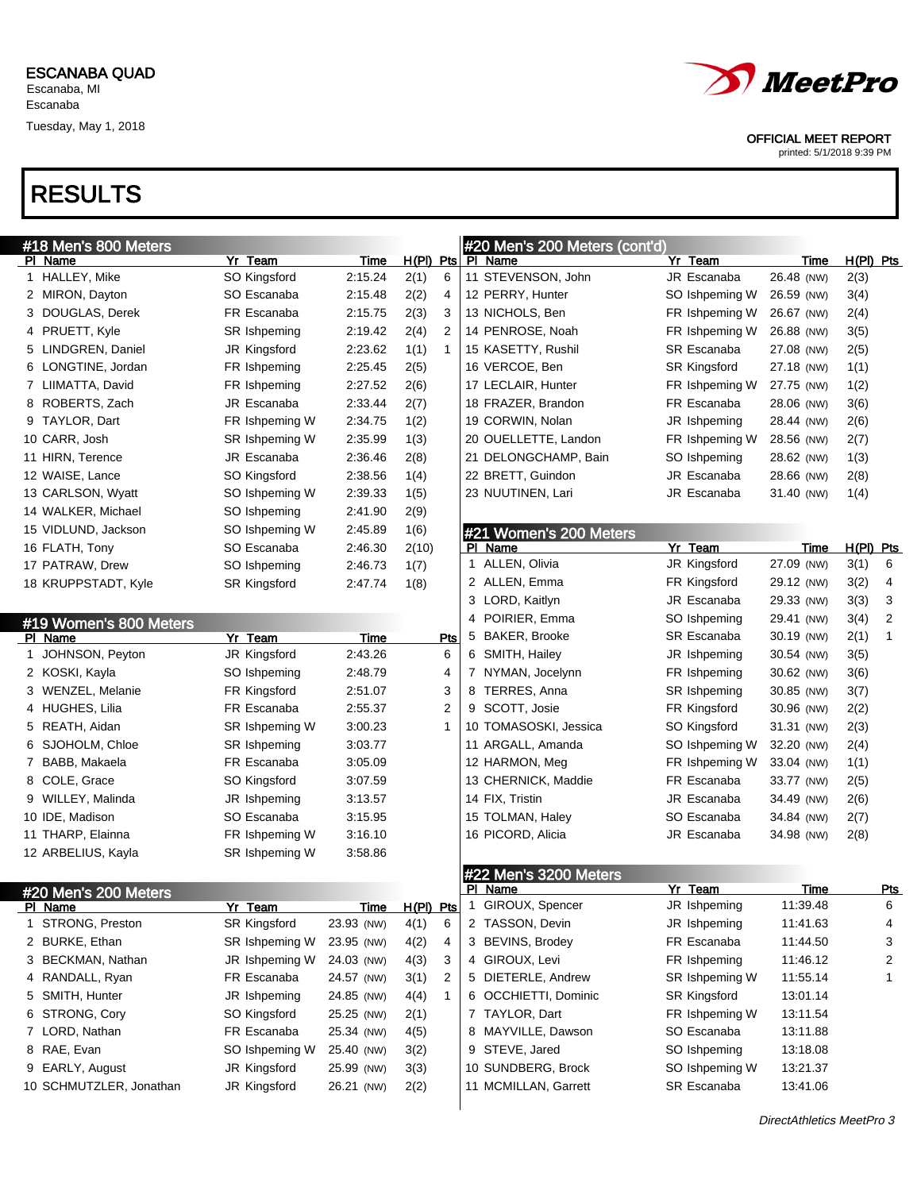ESCANABA QUAD
Escanaba, MI
Escanaba
Tuesday, May 1, 2018

OFFICIAL MEET REPORT
printed: 5/1/2018 9:39 PM

# RESULTS

## #18 Men's 800 Meters

| Pl | Name | Yr | Team | Time | H(Pl) | Pts |
|---|---|---|---|---|---|---|
| 1 | HALLEY, Mike | SO | Kingsford | 2:15.24 | 2(1) | 6 |
| 2 | MIRON, Dayton | SO | Escanaba | 2:15.48 | 2(2) | 4 |
| 3 | DOUGLAS, Derek | FR | Escanaba | 2:15.75 | 2(3) | 3 |
| 4 | PRUETT, Kyle | SR | Ishpeming | 2:19.42 | 2(4) | 2 |
| 5 | LINDGREN, Daniel | JR | Kingsford | 2:23.62 | 1(1) | 1 |
| 6 | LONGTINE, Jordan | FR | Ishpeming | 2:25.45 | 2(5) | |
| 7 | LIIMATTA, David | FR | Ishpeming | 2:27.52 | 2(6) | |
| 8 | ROBERTS, Zach | JR | Escanaba | 2:33.44 | 2(7) | |
| 9 | TAYLOR, Dart | FR | Ishpeming W | 2:34.75 | 1(2) | |
| 10 | CARR, Josh | SR | Ishpeming W | 2:35.99 | 1(3) | |
| 11 | HIRN, Terence | JR | Escanaba | 2:36.46 | 2(8) | |
| 12 | WAISE, Lance | SO | Kingsford | 2:38.56 | 1(4) | |
| 13 | CARLSON, Wyatt | SO | Ishpeming W | 2:39.33 | 1(5) | |
| 14 | WALKER, Michael | SO | Ishpeming | 2:41.90 | 2(9) | |
| 15 | VIDLUND, Jackson | SO | Ishpeming W | 2:45.89 | 1(6) | |
| 16 | FLATH, Tony | SO | Escanaba | 2:46.30 | 2(10) | |
| 17 | PATRAW, Drew | SO | Ishpeming | 2:46.73 | 1(7) | |
| 18 | KRUPPSTADT, Kyle | SR | Kingsford | 2:47.74 | 1(8) | |

## #19 Women's 800 Meters

| Pl | Name | Yr | Team | Time | Pts |
|---|---|---|---|---|---|
| 1 | JOHNSON, Peyton | JR | Kingsford | 2:43.26 | 6 |
| 2 | KOSKI, Kayla | SO | Ishpeming | 2:48.79 | 4 |
| 3 | WENZEL, Melanie | FR | Kingsford | 2:51.07 | 3 |
| 4 | HUGHES, Lilia | FR | Escanaba | 2:55.37 | 2 |
| 5 | REATH, Aidan | SR | Ishpeming W | 3:00.23 | 1 |
| 6 | SJOHOLM, Chloe | SR | Ishpeming | 3:03.77 | |
| 7 | BABB, Makaela | FR | Escanaba | 3:05.09 | |
| 8 | COLE, Grace | SO | Kingsford | 3:07.59 | |
| 9 | WILLEY, Malinda | JR | Ishpeming | 3:13.57 | |
| 10 | IDE, Madison | SO | Escanaba | 3:15.95 | |
| 11 | THARP, Elainna | FR | Ishpeming W | 3:16.10 | |
| 12 | ARBELIUS, Kayla | SR | Ishpeming W | 3:58.86 | |

## #20 Men's 200 Meters

| Pl | Name | Yr | Team | Time | | H(Pl) | Pts |
|---|---|---|---|---|---|---|---|
| 1 | STRONG, Preston | SR | Kingsford | 23.93 | (NW) | 4(1) | 6 |
| 2 | BURKE, Ethan | SR | Ishpeming W | 23.95 | (NW) | 4(2) | 4 |
| 3 | BECKMAN, Nathan | JR | Ishpeming W | 24.03 | (NW) | 4(3) | 3 |
| 4 | RANDALL, Ryan | FR | Escanaba | 24.57 | (NW) | 3(1) | 2 |
| 5 | SMITH, Hunter | JR | Ishpeming | 24.85 | (NW) | 4(4) | 1 |
| 6 | STRONG, Cory | SO | Kingsford | 25.25 | (NW) | 2(1) | |
| 7 | LORD, Nathan | FR | Escanaba | 25.34 | (NW) | 4(5) | |
| 8 | RAE, Evan | SO | Ishpeming W | 25.40 | (NW) | 3(2) | |
| 9 | EARLY, August | JR | Kingsford | 25.99 | (NW) | 3(3) | |
| 10 | SCHMUTZLER, Jonathan | JR | Kingsford | 26.21 | (NW) | 2(2) | |
| 11 | STEVENSON, John | JR | Escanaba | 26.48 | (NW) | 2(3) | |
| 12 | PERRY, Hunter | SO | Ishpeming W | 26.59 | (NW) | 3(4) | |
| 13 | NICHOLS, Ben | FR | Ishpeming W | 26.67 | (NW) | 2(4) | |
| 14 | PENROSE, Noah | FR | Ishpeming W | 26.88 | (NW) | 3(5) | |
| 15 | KASETTY, Rushil | SR | Escanaba | 27.08 | (NW) | 2(5) | |
| 16 | VERCOE, Ben | SR | Kingsford | 27.18 | (NW) | 1(1) | |
| 17 | LECLAIR, Hunter | FR | Ishpeming W | 27.75 | (NW) | 1(2) | |
| 18 | FRAZER, Brandon | FR | Escanaba | 28.06 | (NW) | 3(6) | |
| 19 | CORWIN, Nolan | JR | Ishpeming | 28.44 | (NW) | 2(6) | |
| 20 | OUELLETTE, Landon | FR | Ishpeming W | 28.56 | (NW) | 2(7) | |
| 21 | DELONGCHAMP, Bain | SO | Ishpeming | 28.62 | (NW) | 1(3) | |
| 22 | BRETT, Guindon | JR | Escanaba | 28.66 | (NW) | 2(8) | |
| 23 | NUUTINEN, Lari | JR | Escanaba | 31.40 | (NW) | 1(4) | |

## #21 Women's 200 Meters

| Pl | Name | Yr | Team | Time | | H(Pl) | Pts |
|---|---|---|---|---|---|---|---|
| 1 | ALLEN, Olivia | JR | Kingsford | 27.09 | (NW) | 3(1) | 6 |
| 2 | ALLEN, Emma | FR | Kingsford | 29.12 | (NW) | 3(2) | 4 |
| 3 | LORD, Kaitlyn | JR | Escanaba | 29.33 | (NW) | 3(3) | 3 |
| 4 | POIRIER, Emma | SO | Ishpeming | 29.41 | (NW) | 3(4) | 2 |
| 5 | BAKER, Brooke | SR | Escanaba | 30.19 | (NW) | 2(1) | 1 |
| 6 | SMITH, Hailey | JR | Ishpeming | 30.54 | (NW) | 3(5) | |
| 7 | NYMAN, Jocelynn | FR | Ishpeming | 30.62 | (NW) | 3(6) | |
| 8 | TERRES, Anna | SR | Ishpeming | 30.85 | (NW) | 3(7) | |
| 9 | SCOTT, Josie | FR | Kingsford | 30.96 | (NW) | 2(2) | |
| 10 | TOMASOSKI, Jessica | SO | Kingsford | 31.31 | (NW) | 2(3) | |
| 11 | ARGALL, Amanda | SO | Ishpeming W | 32.20 | (NW) | 2(4) | |
| 12 | HARMON, Meg | FR | Ishpeming W | 33.04 | (NW) | 1(1) | |
| 13 | CHERNICK, Maddie | FR | Escanaba | 33.77 | (NW) | 2(5) | |
| 14 | FIX, Tristin | JR | Escanaba | 34.49 | (NW) | 2(6) | |
| 15 | TOLMAN, Haley | SO | Escanaba | 34.84 | (NW) | 2(7) | |
| 16 | PICORD, Alicia | JR | Escanaba | 34.98 | (NW) | 2(8) | |

## #22 Men's 3200 Meters

| Pl | Name | Yr | Team | Time | Pts |
|---|---|---|---|---|---|
| 1 | GIROUX, Spencer | JR | Ishpeming | 11:39.48 | 6 |
| 2 | TASSON, Devin | JR | Ishpeming | 11:41.63 | 4 |
| 3 | BEVINS, Brodey | FR | Escanaba | 11:44.50 | 3 |
| 4 | GIROUX, Levi | FR | Ishpeming | 11:46.12 | 2 |
| 5 | DIETERLE, Andrew | SR | Ishpeming W | 11:55.14 | 1 |
| 6 | OCCHIETTI, Dominic | SR | Kingsford | 13:01.14 | |
| 7 | TAYLOR, Dart | FR | Ishpeming W | 13:11.54 | |
| 8 | MAYVILLE, Dawson | SO | Escanaba | 13:11.88 | |
| 9 | STEVE, Jared | SO | Ishpeming | 13:18.08 | |
| 10 | SUNDBERG, Brock | SO | Ishpeming W | 13:21.37 | |
| 11 | MCMILLAN, Garrett | SR | Escanaba | 13:41.06 | |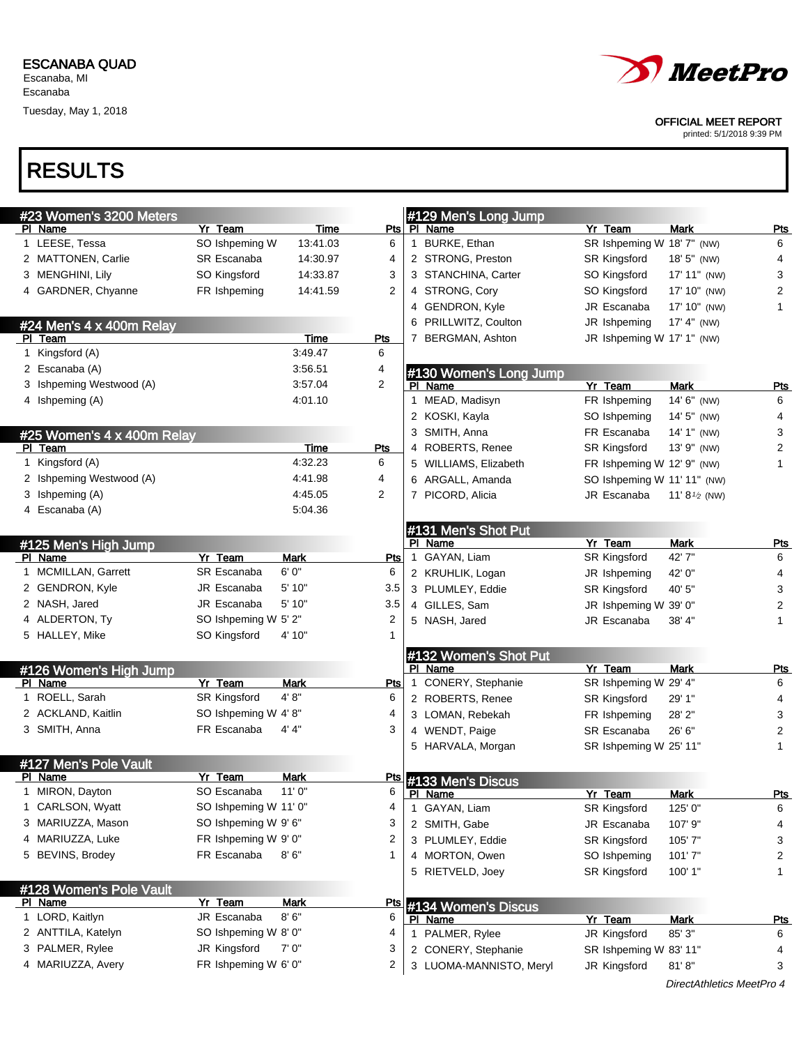ESCANABA QUAD
Escanaba, MI
Escanaba
Tuesday, May 1, 2018

OFFICIAL MEET REPORT
printed: 5/1/2018 9:39 PM

# RESULTS

## #23 Women's 3200 Meters

| Pl | Name | Yr | Team | Time | Pts |
|---|---|---|---|---|---|
| 1 | LEESE, Tessa | SO | Ishpeming W | 13:41.03 | 6 |
| 2 | MATTONEN, Carlie | SR | Escanaba | 14:30.97 | 4 |
| 3 | MENGHINI, Lily | SO | Kingsford | 14:33.87 | 3 |
| 4 | GARDNER, Chyanne | FR | Ishpeming | 14:41.59 | 2 |

## #24 Men's 4 x 400m Relay

| Pl | Team | Time | Pts |
|---|---|---|---|
| 1 | Kingsford (A) | 3:49.47 | 6 |
| 2 | Escanaba (A) | 3:56.51 | 4 |
| 3 | Ishpeming Westwood (A) | 3:57.04 | 2 |
| 4 | Ishpeming (A) | 4:01.10 | |

## #25 Women's 4 x 400m Relay

| Pl | Team | Time | Pts |
|---|---|---|---|
| 1 | Kingsford (A) | 4:32.23 | 6 |
| 2 | Ishpeming Westwood (A) | 4:41.98 | 4 |
| 3 | Ishpeming (A) | 4:45.05 | 2 |
| 4 | Escanaba (A) | 5:04.36 | |

## #125 Men's High Jump

| Pl | Name | Yr | Team | Mark | Pts |
|---|---|---|---|---|---|
| 1 | MCMILLAN, Garrett | SR | Escanaba | 6' 0" | 6 |
| 2 | GENDRON, Kyle | JR | Escanaba | 5' 10" | 3.5 |
| 2 | NASH, Jared | JR | Escanaba | 5' 10" | 3.5 |
| 4 | ALDERTON, Ty | SO | Ishpeming W | 5' 2" | 2 |
| 5 | HALLEY, Mike | SO | Kingsford | 4' 10" | 1 |

## #126 Women's High Jump

| Pl | Name | Yr | Team | Mark | Pts |
|---|---|---|---|---|---|
| 1 | ROELL, Sarah | SR | Kingsford | 4' 8" | 6 |
| 2 | ACKLAND, Kaitlin | SO | Ishpeming W | 4' 8" | 4 |
| 3 | SMITH, Anna | FR | Escanaba | 4' 4" | 3 |

## #127 Men's Pole Vault

| Pl | Name | Yr | Team | Mark | Pts |
|---|---|---|---|---|---|
| 1 | MIRON, Dayton | SO | Escanaba | 11' 0" | 6 |
| 1 | CARLSON, Wyatt | SO | Ishpeming W | 11' 0" | 4 |
| 3 | MARIUZZA, Mason | SO | Ishpeming W | 9' 6" | 3 |
| 4 | MARIUZZA, Luke | FR | Ishpeming W | 9' 0" | 2 |
| 5 | BEVINS, Brodey | FR | Escanaba | 8' 6" | 1 |

## #128 Women's Pole Vault

| Pl | Name | Yr | Team | Mark | Pts |
|---|---|---|---|---|---|
| 1 | LORD, Kaitlyn | JR | Escanaba | 8' 6" | 6 |
| 2 | ANTTILA, Katelyn | SO | Ishpeming W | 8' 0" | 4 |
| 3 | PALMER, Rylee | JR | Kingsford | 7' 0" | 3 |
| 4 | MARIUZZA, Avery | FR | Ishpeming W | 6' 0" | 2 |

## #129 Men's Long Jump

| Pl | Name | Yr | Team | Mark | Pts |
|---|---|---|---|---|---|
| 1 | BURKE, Ethan | SR | Ishpeming W | 18' 7" (NW) | 6 |
| 2 | STRONG, Preston | SR | Kingsford | 18' 5" (NW) | 4 |
| 3 | STANCHINA, Carter | SO | Kingsford | 17' 11" (NW) | 3 |
| 4 | STRONG, Cory | SO | Kingsford | 17' 10" (NW) | 2 |
| 4 | GENDRON, Kyle | JR | Escanaba | 17' 10" (NW) | 1 |
| 6 | PRILLWITZ, Coulton | JR | Ishpeming | 17' 4" (NW) | |
| 7 | BERGMAN, Ashton | JR | Ishpeming W | 17' 1" (NW) | |

## #130 Women's Long Jump

| Pl | Name | Yr | Team | Mark | Pts |
|---|---|---|---|---|---|
| 1 | MEAD, Madisyn | FR | Ishpeming | 14' 6" (NW) | 6 |
| 2 | KOSKI, Kayla | SO | Ishpeming | 14' 5" (NW) | 4 |
| 3 | SMITH, Anna | FR | Escanaba | 14' 1" (NW) | 3 |
| 4 | ROBERTS, Renee | SR | Kingsford | 13' 9" (NW) | 2 |
| 5 | WILLIAMS, Elizabeth | FR | Ishpeming W | 12' 9" (NW) | 1 |
| 6 | ARGALL, Amanda | SO | Ishpeming W | 11' 11" (NW) | |
| 7 | PICORD, Alicia | JR | Escanaba | 11' 8½ (NW) | |

## #131 Men's Shot Put

| Pl | Name | Yr | Team | Mark | Pts |
|---|---|---|---|---|---|
| 1 | GAYAN, Liam | SR | Kingsford | 42' 7" | 6 |
| 2 | KRUHLIK, Logan | JR | Ishpeming | 42' 0" | 4 |
| 3 | PLUMLEY, Eddie | SR | Kingsford | 40' 5" | 3 |
| 4 | GILLES, Sam | JR | Ishpeming W | 39' 0" | 2 |
| 5 | NASH, Jared | JR | Escanaba | 38' 4" | 1 |

## #132 Women's Shot Put

| Pl | Name | Yr | Team | Mark | Pts |
|---|---|---|---|---|---|
| 1 | CONERY, Stephanie | SR | Ishpeming W | 29' 4" | 6 |
| 2 | ROBERTS, Renee | SR | Kingsford | 29' 1" | 4 |
| 3 | LOMAN, Rebekah | FR | Ishpeming | 28' 2" | 3 |
| 4 | WENDT, Paige | SR | Escanaba | 26' 6" | 2 |
| 5 | HARVALA, Morgan | SR | Ishpeming W | 25' 11" | 1 |

## #133 Men's Discus

| Pl | Name | Yr | Team | Mark | Pts |
|---|---|---|---|---|---|
| 1 | GAYAN, Liam | SR | Kingsford | 125' 0" | 6 |
| 2 | SMITH, Gabe | JR | Escanaba | 107' 9" | 4 |
| 3 | PLUMLEY, Eddie | SR | Kingsford | 105' 7" | 3 |
| 4 | MORTON, Owen | SO | Ishpeming | 101' 7" | 2 |
| 5 | RIETVELD, Joey | SR | Kingsford | 100' 1" | 1 |

## #134 Women's Discus

| Pl | Name | Yr | Team | Mark | Pts |
|---|---|---|---|---|---|
| 1 | PALMER, Rylee | JR | Kingsford | 85' 3" | 6 |
| 2 | CONERY, Stephanie | SR | Ishpeming W | 83' 11" | 4 |
| 3 | LUOMA-MANNISTO, Meryl | JR | Kingsford | 81' 8" | 3 |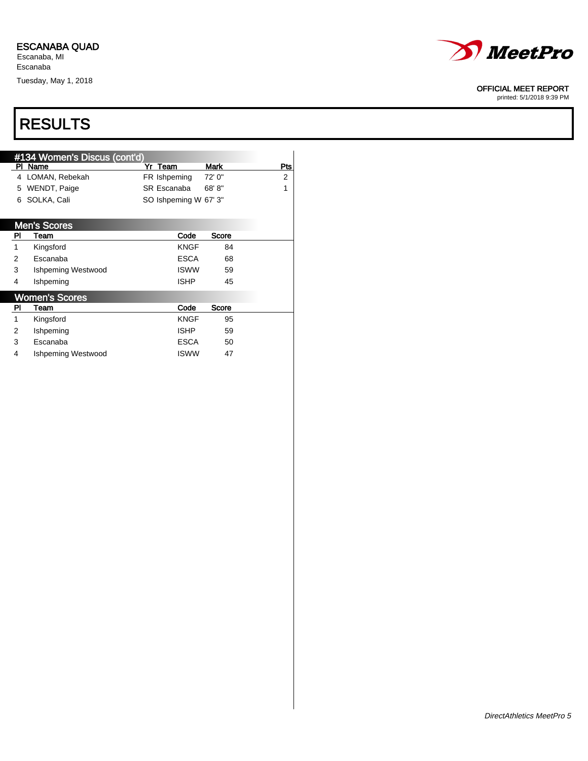ESCANABA QUAD
Escanaba, MI
Escanaba
Tuesday, May 1, 2018

OFFICIAL MEET REPORT
printed: 5/1/2018 9:39 PM

# RESULTS

## #134 Women's Discus (cont'd)

| Pl | Name | Yr | Team | Mark | Pts |
|---|---|---|---|---|---|
| 4 | LOMAN, Rebekah | FR | Ishpeming | 72' 0" | 2 |
| 5 | WENDT, Paige | SR | Escanaba | 68' 8" | 1 |
| 6 | SOLKA, Cali | SO | Ishpeming W | 67' 3" | |

## Men's Scores

| Pl | Team | Code | Score |
|---|---|---|---|
| 1 | Kingsford | KNGF | 84 |
| 2 | Escanaba | ESCA | 68 |
| 3 | Ishpeming Westwood | ISWW | 59 |
| 4 | Ishpeming | ISHP | 45 |

## Women's Scores

| Pl | Team | Code | Score |
|---|---|---|---|
| 1 | Kingsford | KNGF | 95 |
| 2 | Ishpeming | ISHP | 59 |
| 3 | Escanaba | ESCA | 50 |
| 4 | Ishpeming Westwood | ISWW | 47 |

*DirectAthletics MeetPro 5*